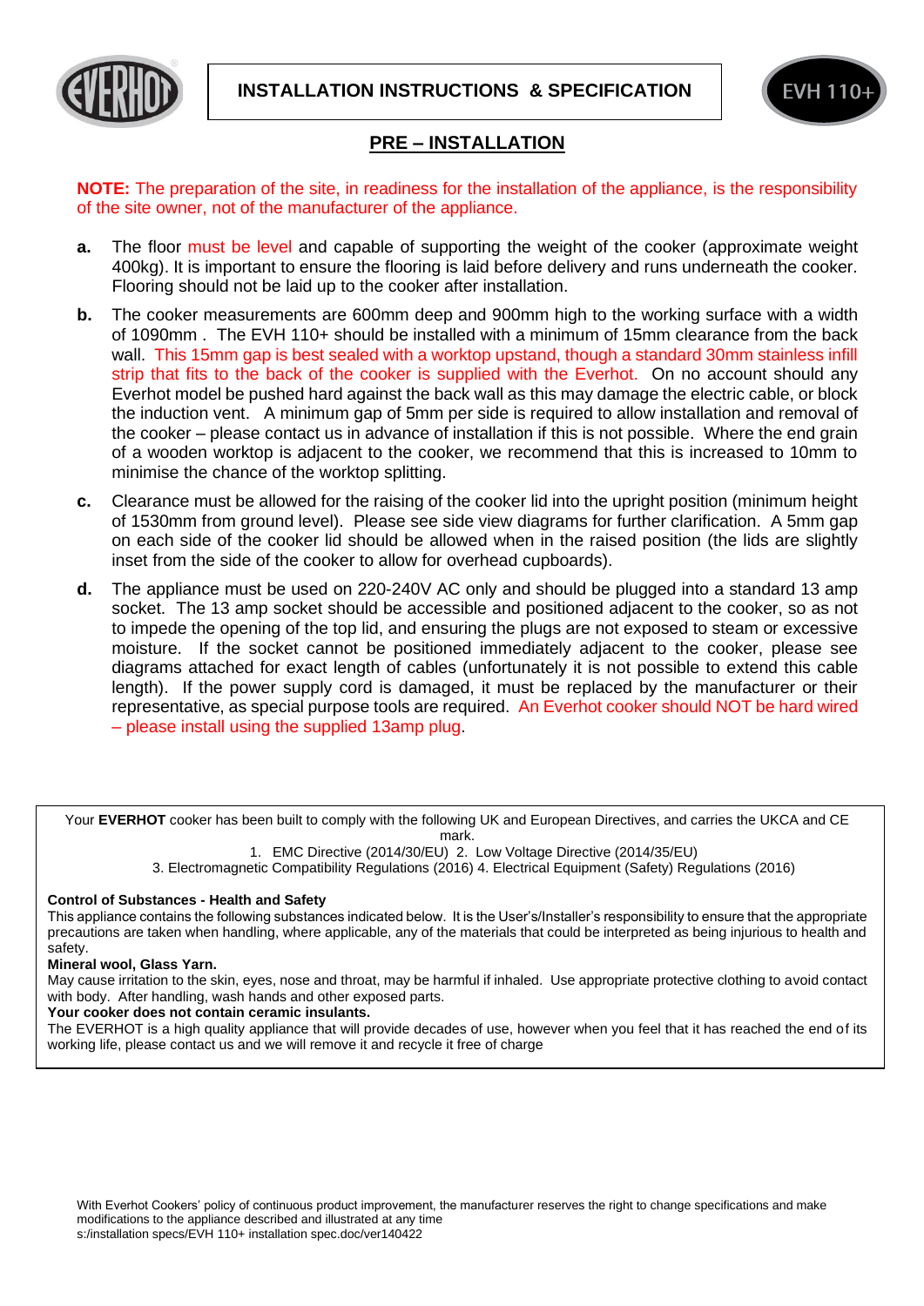# INSTALLATION INSTRUCTIONS & SPECIFICATION

EVH 110+

## PRE – INSTALLATION

**NOTE:** The preparation of the site, in readiness for the installation of the appliance, is the responsibility of the site owner, not of the manufacturer of the appliance.

- **a.** The floor must be level and capable of supporting the weight of the cooker (approximate weight 400kg). It is important to ensure the flooring is laid before delivery and runs underneath the cooker. Flooring should not be laid up to the cooker after installation.
- **b.** The cooker measurements are 600mm deep and 900mm high to the working surface with a width of 1090mm . The EVH 110+ should be installed with a minimum of 15mm clearance from the back wall. This 15mm gap is best sealed with a worktop upstand, though a standard 30mm stainless infill strip that fits to the back of the cooker is supplied with the Everhot. On no account should any Everhot model be pushed hard against the back wall as this may damage the electric cable, or block the induction vent. A minimum gap of 5mm per side is required to allow installation and removal of the cooker – please contact us in advance of installation if this is not possible. Where the end grain of a wooden worktop is adjacent to the cooker, we recommend that this is increased to 10mm to minimise the chance of the worktop splitting.
- **c.** Clearance must be allowed for the raising of the cooker lid into the upright position (minimum height of 1530mm from ground level). Please see side view diagrams for further clarification. A 5mm gap on each side of the cooker lid should be allowed when in the raised position (the lids are slightly inset from the side of the cooker to allow for overhead cupboards).
- **d.** The appliance must be used on 220-240V AC only and should be plugged into a standard 13 amp socket. The 13 amp socket should be accessible and positioned adjacent to the cooker, so as not to impede the opening of the top lid, and ensuring the plugs are not exposed to steam or excessive moisture. If the socket cannot be positioned immediately adjacent to the cooker, please see diagrams attached for exact length of cables (unfortunately it is not possible to extend this cable length). If the power supply cord is damaged, it must be replaced by the manufacturer or their representative, as special purpose tools are required. An Everhot cooker should NOT be hard wired – please install using the supplied 13amp plug.

---

Your **EVERHOT** cooker has been built to comply with the following UK and European Directives, and carries the UKCA and CE mark.

1. EMC Directive (2014/30/EU) 2. Low Voltage Directive (2014/35/EU)
3. Electromagnetic Compatibility Regulations (2016) 4. Electrical Equipment (Safety) Regulations (2016)

**Control of Substances - Health and Safety**
This appliance contains the following substances indicated below. It is the User's/Installer's responsibility to ensure that the appropriate precautions are taken when handling, where applicable, any of the materials that could be interpreted as being injurious to health and safety.

**Mineral wool, Glass Yarn.**
May cause irritation to the skin, eyes, nose and throat, may be harmful if inhaled. Use appropriate protective clothing to avoid contact with body. After handling, wash hands and other exposed parts.

**Your cooker does not contain ceramic insulants.**
The EVERHOT is a high quality appliance that will provide decades of use, however when you feel that it has reached the end of its working life, please contact us and we will remove it and recycle it free of charge

---

With Everhot Cookers' policy of continuous product improvement, the manufacturer reserves the right to change specifications and make modifications to the appliance described and illustrated at any time
s:/installation specs/EVH 110+ installation spec.doc/ver140422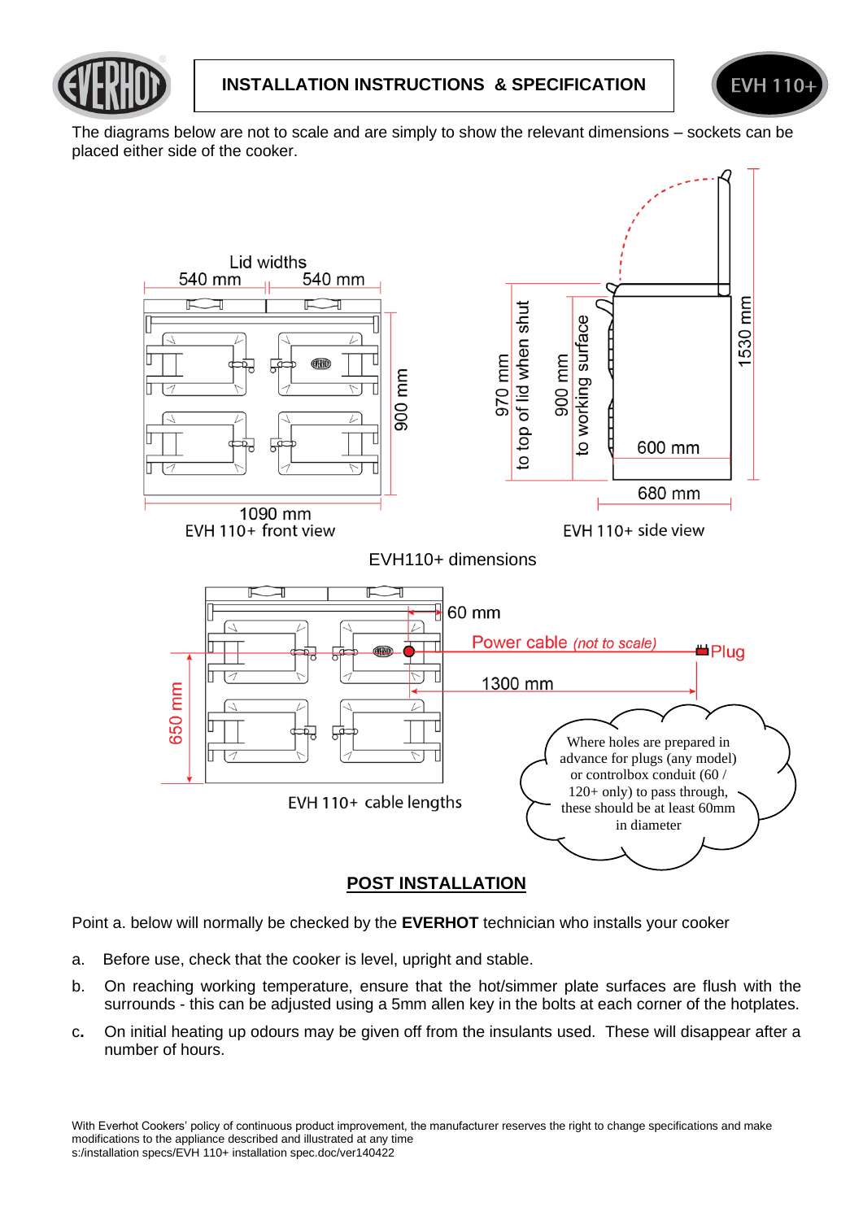# INSTALLATION INSTRUCTIONS & SPECIFICATION

EVH 110+

The diagrams below are not to scale and are simply to show the relevant dimensions – sockets can be placed either side of the cooker.

Lid widths
540 mm
540 mm
900 mm
1090 mm
EVH 110+ front view

970 mm
to top of lid when shut
900 mm
to working surface
600 mm
680 mm
1530 mm
EVH 110+ side view

EVH110+ dimensions

60 mm
Power cable *(not to scale)*
Plug
1300 mm
650 mm
EVH 110+ cable lengths

Where holes are prepared in advance for plugs (any model) or controlbox conduit (60 / 120+ only) to pass through, these should be at least 60mm in diameter

## POST INSTALLATION

Point a. below will normally be checked by the **EVERHOT** technician who installs your cooker

a. Before use, check that the cooker is level, upright and stable.

b. On reaching working temperature, ensure that the hot/simmer plate surfaces are flush with the surrounds - this can be adjusted using a 5mm allen key in the bolts at each corner of the hotplates.

c. On initial heating up odours may be given off from the insulants used. These will disappear after a number of hours.

With Everhot Cookers' policy of continuous product improvement, the manufacturer reserves the right to change specifications and make modifications to the appliance described and illustrated at any time
s:/installation specs/EVH 110+ installation spec.doc/ver140422